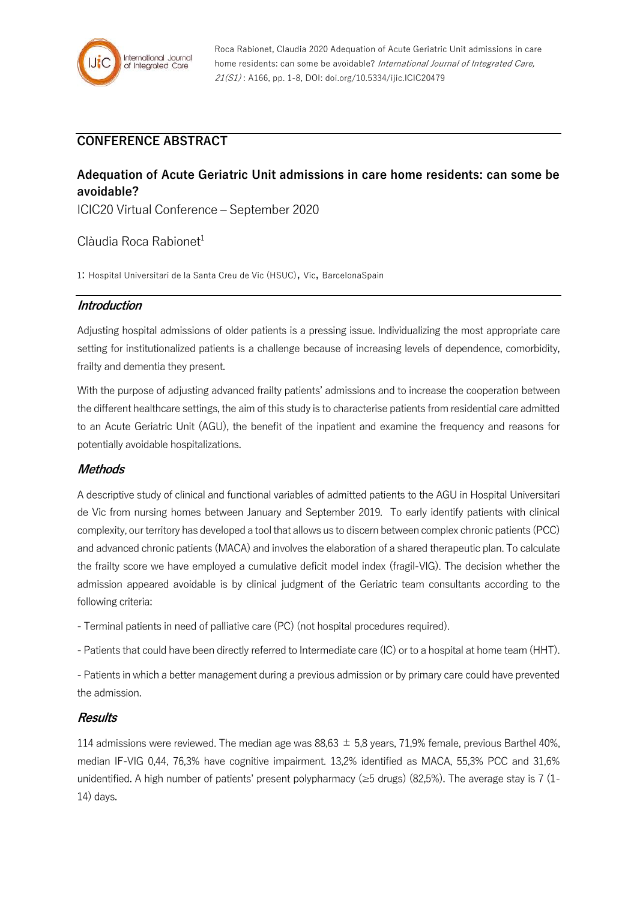Roca Rabionet, Claudia 2020 Adequation of Acute Geriatric Unit admissions in care home residents: can some be avoidable? *International Journal of Integrated Care, 21(S1)* : A166, pp. 1-8, DOI: doi.org/10.5334/ijic.ICIC20479

## CONFERENCE ABSTRACT

# Adequation of Acute Geriatric Unit admissions in care home residents: can some be avoidable?

ICIC20 Virtual Conference – September 2020

Clàudia Roca Rabionet[1]

1: Hospital Universitari de la Santa Creu de Vic (HSUC), Vic, BarcelonaSpain

## *Introduction*

Adjusting hospital admissions of older patients is a pressing issue. Individualizing the most appropriate care setting for institutionalized patients is a challenge because of increasing levels of dependence, comorbidity, frailty and dementia they present.

With the purpose of adjusting advanced frailty patients' admissions and to increase the cooperation between the different healthcare settings, the aim of this study is to characterise patients from residential care admitted to an Acute Geriatric Unit (AGU), the benefit of the inpatient and examine the frequency and reasons for potentially avoidable hospitalizations.

## *Methods*

A descriptive study of clinical and functional variables of admitted patients to the AGU in Hospital Universitari de Vic from nursing homes between January and September 2019. To early identify patients with clinical complexity, our territory has developed a tool that allows us to discern between complex chronic patients (PCC) and advanced chronic patients (MACA) and involves the elaboration of a shared therapeutic plan. To calculate the frailty score we have employed a cumulative deficit model index (fragil-VIG). The decision whether the admission appeared avoidable is by clinical judgment of the Geriatric team consultants according to the following criteria:

- Terminal patients in need of palliative care (PC) (not hospital procedures required).
- Patients that could have been directly referred to Intermediate care (IC) or to a hospital at home team (HHT).
- Patients in which a better management during a previous admission or by primary care could have prevented the admission.

## *Results*

114 admissions were reviewed. The median age was 88,63 ± 5,8 years, 71,9% female, previous Barthel 40%, median IF-VIG 0,44, 76,3% have cognitive impairment. 13,2% identified as MACA, 55,3% PCC and 31,6% unidentified. A high number of patients' present polypharmacy (≥5 drugs) (82,5%). The average stay is 7 (1-14) days.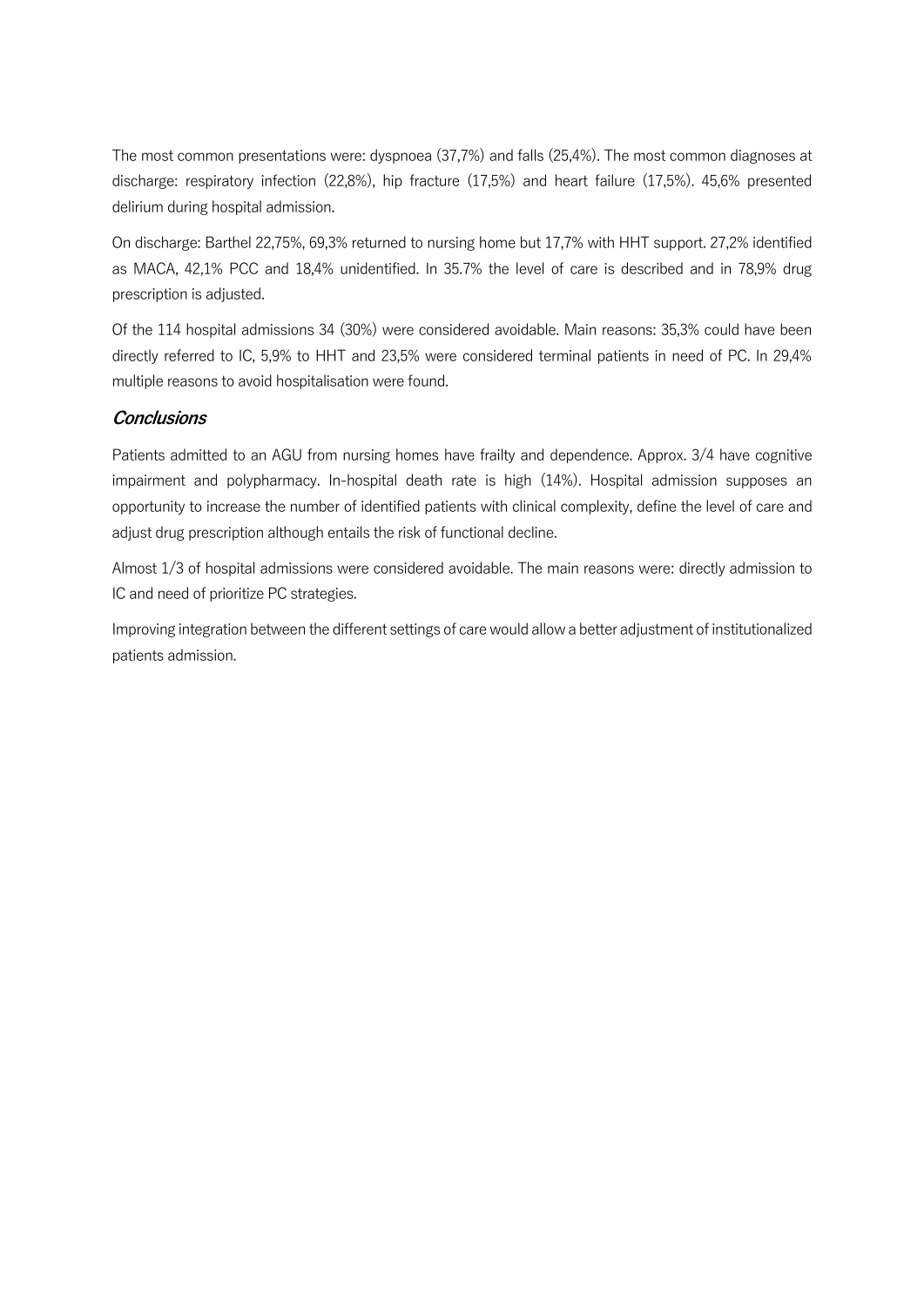The most common presentations were: dyspnoea (37,7%) and falls (25,4%). The most common diagnoses at discharge: respiratory infection (22,8%), hip fracture (17,5%) and heart failure (17,5%). 45,6% presented delirium during hospital admission.

On discharge: Barthel 22,75%, 69,3% returned to nursing home but 17,7% with HHT support. 27,2% identified as MACA, 42,1% PCC and 18,4% unidentified. In 35.7% the level of care is described and in 78,9% drug prescription is adjusted.

Of the 114 hospital admissions 34 (30%) were considered avoidable. Main reasons: 35,3% could have been directly referred to IC, 5,9% to HHT and 23,5% were considered terminal patients in need of PC. In 29,4% multiple reasons to avoid hospitalisation were found.

### *Conclusions*

Patients admitted to an AGU from nursing homes have frailty and dependence. Approx. 3/4 have cognitive impairment and polypharmacy. In-hospital death rate is high (14%). Hospital admission supposes an opportunity to increase the number of identified patients with clinical complexity, define the level of care and adjust drug prescription although entails the risk of functional decline.

Almost 1/3 of hospital admissions were considered avoidable. The main reasons were: directly admission to IC and need of prioritize PC strategies.

Improving integration between the different settings of care would allow a better adjustment of institutionalized patients admission.